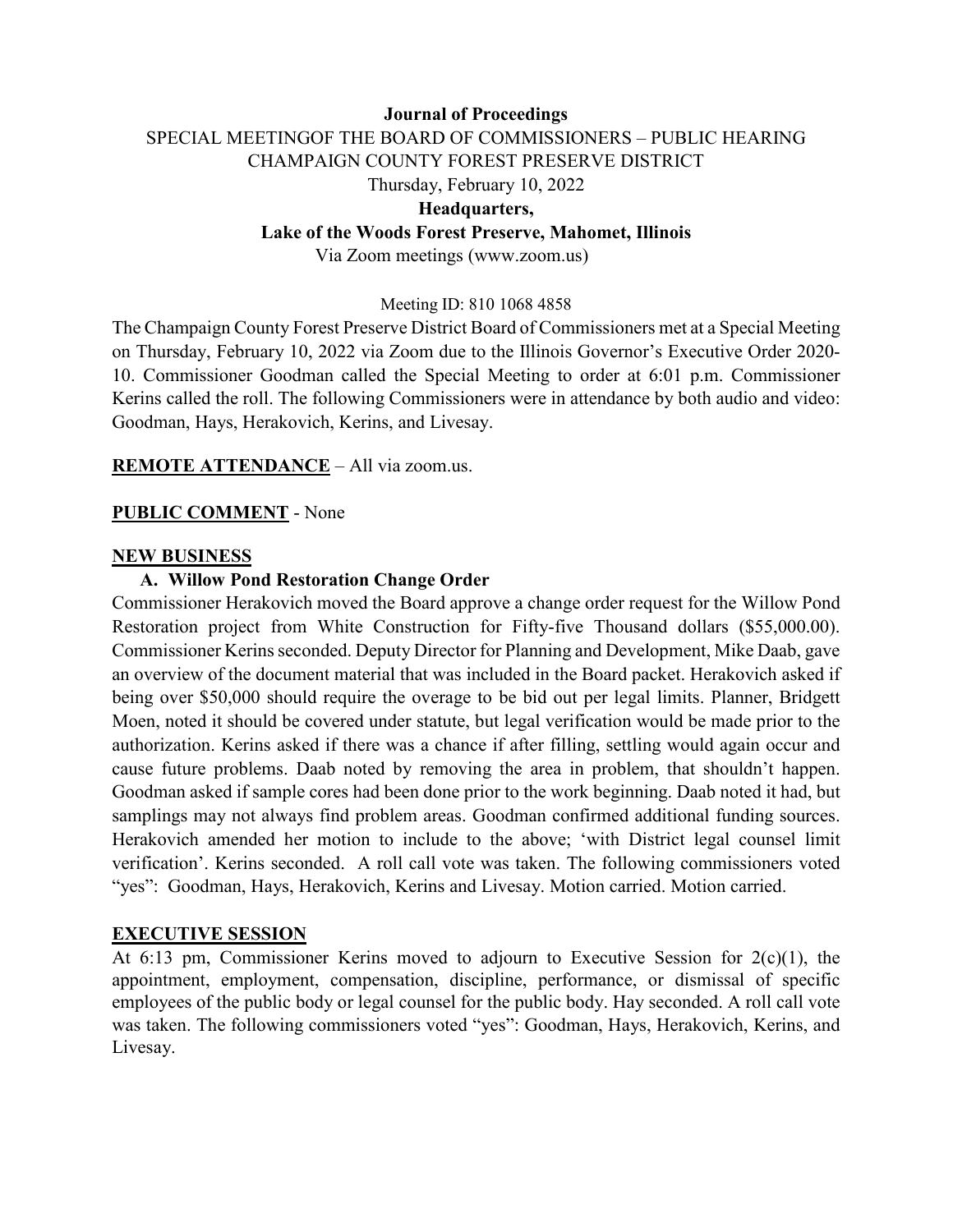**Journal of Proceedings**

SPECIAL MEETINGOF THE BOARD OF COMMISSIONERS – PUBLIC HEARING
CHAMPAIGN COUNTY FOREST PRESERVE DISTRICT
Thursday, February 10, 2022

**Headquarters,**

**Lake of the Woods Forest Preserve, Mahomet, Illinois**

Via Zoom meetings (www.zoom.us)

Meeting ID: 810 1068 4858

The Champaign County Forest Preserve District Board of Commissioners met at a Special Meeting on Thursday, February 10, 2022 via Zoom due to the Illinois Governor's Executive Order 2020-10. Commissioner Goodman called the Special Meeting to order at 6:01 p.m. Commissioner Kerins called the roll. The following Commissioners were in attendance by both audio and video: Goodman, Hays, Herakovich, Kerins, and Livesay.

**REMOTE ATTENDANCE** – All via zoom.us.

**PUBLIC COMMENT** - None

**NEW BUSINESS**

**A. Willow Pond Restoration Change Order**

Commissioner Herakovich moved the Board approve a change order request for the Willow Pond Restoration project from White Construction for Fifty-five Thousand dollars ($55,000.00). Commissioner Kerins seconded. Deputy Director for Planning and Development, Mike Daab, gave an overview of the document material that was included in the Board packet. Herakovich asked if being over $50,000 should require the overage to be bid out per legal limits. Planner, Bridgett Moen, noted it should be covered under statute, but legal verification would be made prior to the authorization. Kerins asked if there was a chance if after filling, settling would again occur and cause future problems. Daab noted by removing the area in problem, that shouldn't happen. Goodman asked if sample cores had been done prior to the work beginning. Daab noted it had, but samplings may not always find problem areas. Goodman confirmed additional funding sources. Herakovich amended her motion to include to the above; 'with District legal counsel limit verification'. Kerins seconded. A roll call vote was taken. The following commissioners voted "yes": Goodman, Hays, Herakovich, Kerins and Livesay. Motion carried. Motion carried.

**EXECUTIVE SESSION**

At 6:13 pm, Commissioner Kerins moved to adjourn to Executive Session for 2(c)(1), the appointment, employment, compensation, discipline, performance, or dismissal of specific employees of the public body or legal counsel for the public body. Hay seconded. A roll call vote was taken. The following commissioners voted "yes": Goodman, Hays, Herakovich, Kerins, and Livesay.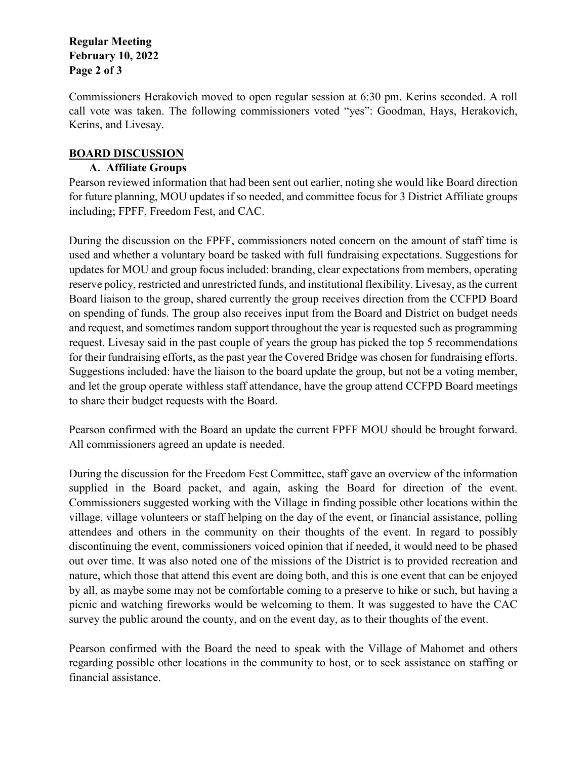Commissioners Herakovich moved to open regular session at 6:30 pm. Kerins seconded. A roll call vote was taken. The following commissioners voted "yes": Goodman, Hays, Herakovich, Kerins, and Livesay.

## BOARD DISCUSSION

### A. Affiliate Groups

Pearson reviewed information that had been sent out earlier, noting she would like Board direction for future planning, MOU updates if so needed, and committee focus for 3 District Affiliate groups including; FPFF, Freedom Fest, and CAC.

During the discussion on the FPFF, commissioners noted concern on the amount of staff time is used and whether a voluntary board be tasked with full fundraising expectations. Suggestions for updates for MOU and group focus included: branding, clear expectations from members, operating reserve policy, restricted and unrestricted funds, and institutional flexibility. Livesay, as the current Board liaison to the group, shared currently the group receives direction from the CCFPD Board on spending of funds. The group also receives input from the Board and District on budget needs and request, and sometimes random support throughout the year is requested such as programming request. Livesay said in the past couple of years the group has picked the top 5 recommendations for their fundraising efforts, as the past year the Covered Bridge was chosen for fundraising efforts. Suggestions included: have the liaison to the board update the group, but not be a voting member, and let the group operate withless staff attendance, have the group attend CCFPD Board meetings to share their budget requests with the Board.

Pearson confirmed with the Board an update the current FPFF MOU should be brought forward. All commissioners agreed an update is needed.

During the discussion for the Freedom Fest Committee, staff gave an overview of the information supplied in the Board packet, and again, asking the Board for direction of the event. Commissioners suggested working with the Village in finding possible other locations within the village, village volunteers or staff helping on the day of the event, or financial assistance, polling attendees and others in the community on their thoughts of the event. In regard to possibly discontinuing the event, commissioners voiced opinion that if needed, it would need to be phased out over time. It was also noted one of the missions of the District is to provided recreation and nature, which those that attend this event are doing both, and this is one event that can be enjoyed by all, as maybe some may not be comfortable coming to a preserve to hike or such, but having a picnic and watching fireworks would be welcoming to them. It was suggested to have the CAC survey the public around the county, and on the event day, as to their thoughts of the event.

Pearson confirmed with the Board the need to speak with the Village of Mahomet and others regarding possible other locations in the community to host, or to seek assistance on staffing or financial assistance.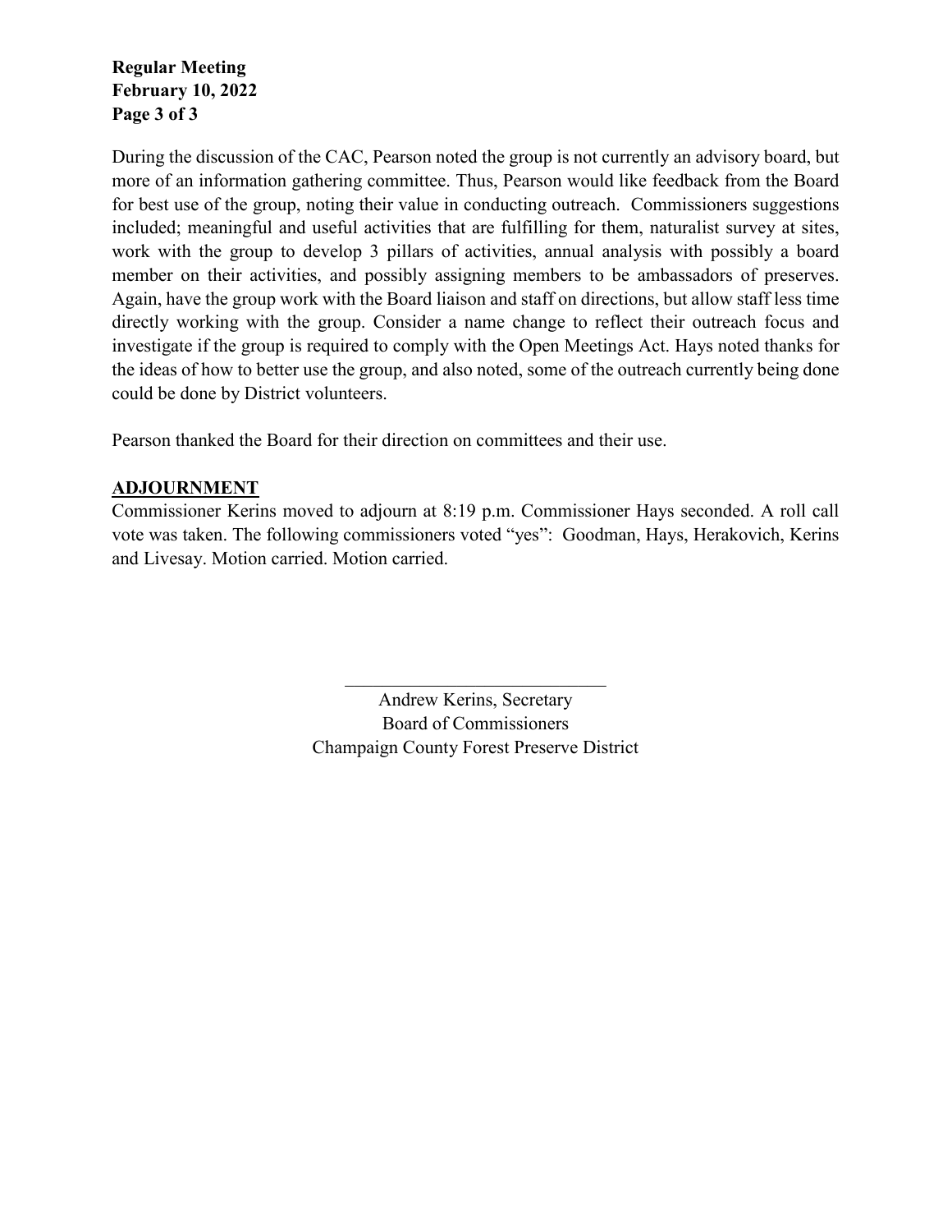During the discussion of the CAC, Pearson noted the group is not currently an advisory board, but more of an information gathering committee. Thus, Pearson would like feedback from the Board for best use of the group, noting their value in conducting outreach. Commissioners suggestions included; meaningful and useful activities that are fulfilling for them, naturalist survey at sites, work with the group to develop 3 pillars of activities, annual analysis with possibly a board member on their activities, and possibly assigning members to be ambassadors of preserves. Again, have the group work with the Board liaison and staff on directions, but allow staff less time directly working with the group. Consider a name change to reflect their outreach focus and investigate if the group is required to comply with the Open Meetings Act. Hays noted thanks for the ideas of how to better use the group, and also noted, some of the outreach currently being done could be done by District volunteers.

Pearson thanked the Board for their direction on committees and their use.

**ADJOURNMENT**

Commissioner Kerins moved to adjourn at 8:19 p.m. Commissioner Hays seconded. A roll call vote was taken. The following commissioners voted "yes": Goodman, Hays, Herakovich, Kerins and Livesay. Motion carried. Motion carried.

\_\_\_\_\_\_\_\_\_\_\_\_\_\_\_\_\_\_\_\_\_\_\_\_\_\_\_\_\_\_

Andrew Kerins, Secretary
Board of Commissioners
Champaign County Forest Preserve District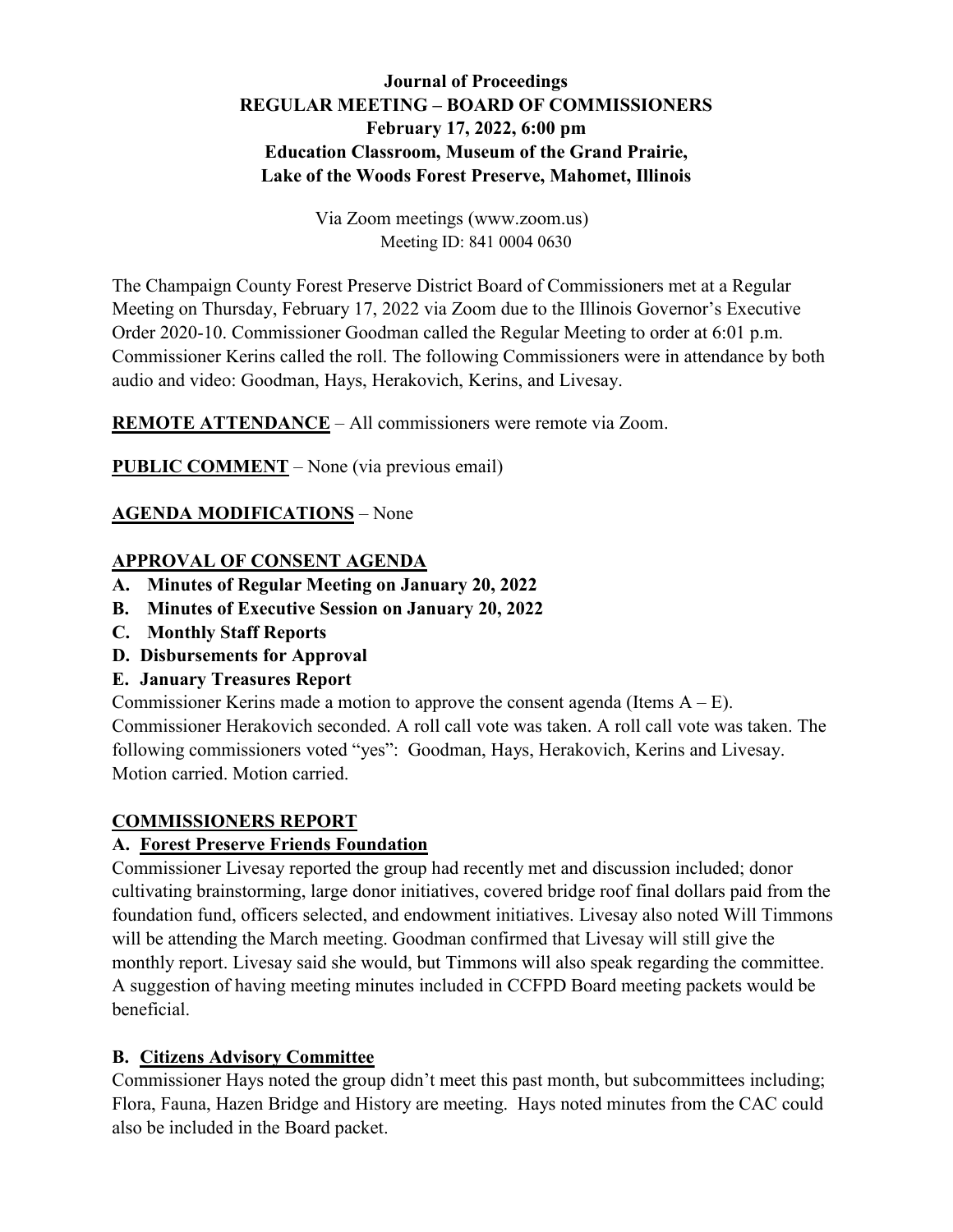**Journal of Proceedings**
**REGULAR MEETING – BOARD OF COMMISSIONERS**
**February 17, 2022, 6:00 pm**
**Education Classroom, Museum of the Grand Prairie,**
**Lake of the Woods Forest Preserve, Mahomet, Illinois**

Via Zoom meetings (www.zoom.us)
Meeting ID: 841 0004 0630

The Champaign County Forest Preserve District Board of Commissioners met at a Regular Meeting on Thursday, February 17, 2022 via Zoom due to the Illinois Governor's Executive Order 2020-10. Commissioner Goodman called the Regular Meeting to order at 6:01 p.m. Commissioner Kerins called the roll. The following Commissioners were in attendance by both audio and video: Goodman, Hays, Herakovich, Kerins, and Livesay.

**REMOTE ATTENDANCE** – All commissioners were remote via Zoom.

**PUBLIC COMMENT** – None (via previous email)

**AGENDA MODIFICATIONS** – None

**APPROVAL OF CONSENT AGENDA**

- **A. Minutes of Regular Meeting on January 20, 2022**
- **B. Minutes of Executive Session on January 20, 2022**
- **C. Monthly Staff Reports**
- **D. Disbursements for Approval**
- **E. January Treasures Report**

Commissioner Kerins made a motion to approve the consent agenda (Items A – E). Commissioner Herakovich seconded. A roll call vote was taken. A roll call vote was taken. The following commissioners voted "yes": Goodman, Hays, Herakovich, Kerins and Livesay. Motion carried. Motion carried.

**COMMISSIONERS REPORT**

**A. Forest Preserve Friends Foundation**

Commissioner Livesay reported the group had recently met and discussion included; donor cultivating brainstorming, large donor initiatives, covered bridge roof final dollars paid from the foundation fund, officers selected, and endowment initiatives. Livesay also noted Will Timmons will be attending the March meeting. Goodman confirmed that Livesay will still give the monthly report. Livesay said she would, but Timmons will also speak regarding the committee. A suggestion of having meeting minutes included in CCFPD Board meeting packets would be beneficial.

**B. Citizens Advisory Committee**

Commissioner Hays noted the group didn't meet this past month, but subcommittees including; Flora, Fauna, Hazen Bridge and History are meeting. Hays noted minutes from the CAC could also be included in the Board packet.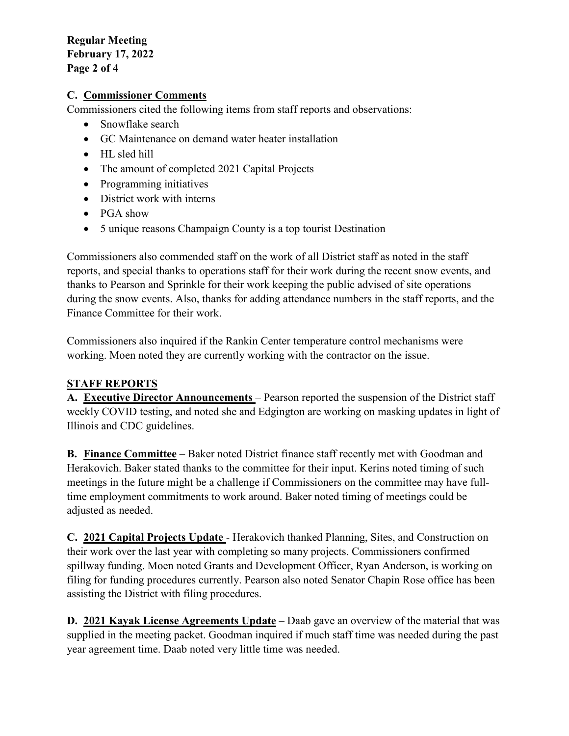### C. Commissioner Comments

Commissioners cited the following items from staff reports and observations:

- Snowflake search
- GC Maintenance on demand water heater installation
- HL sled hill
- The amount of completed 2021 Capital Projects
- Programming initiatives
- District work with interns
- PGA show
- 5 unique reasons Champaign County is a top tourist Destination

Commissioners also commended staff on the work of all District staff as noted in the staff reports, and special thanks to operations staff for their work during the recent snow events, and thanks to Pearson and Sprinkle for their work keeping the public advised of site operations during the snow events. Also, thanks for adding attendance numbers in the staff reports, and the Finance Committee for their work.

Commissioners also inquired if the Rankin Center temperature control mechanisms were working. Moen noted they are currently working with the contractor on the issue.

## STAFF REPORTS

**A. Executive Director Announcements** – Pearson reported the suspension of the District staff weekly COVID testing, and noted she and Edgington are working on masking updates in light of Illinois and CDC guidelines.

**B. Finance Committee** – Baker noted District finance staff recently met with Goodman and Herakovich. Baker stated thanks to the committee for their input. Kerins noted timing of such meetings in the future might be a challenge if Commissioners on the committee may have full-time employment commitments to work around. Baker noted timing of meetings could be adjusted as needed.

**C. 2021 Capital Projects Update** - Herakovich thanked Planning, Sites, and Construction on their work over the last year with completing so many projects. Commissioners confirmed spillway funding. Moen noted Grants and Development Officer, Ryan Anderson, is working on filing for funding procedures currently. Pearson also noted Senator Chapin Rose office has been assisting the District with filing procedures.

**D. 2021 Kayak License Agreements Update** – Daab gave an overview of the material that was supplied in the meeting packet. Goodman inquired if much staff time was needed during the past year agreement time. Daab noted very little time was needed.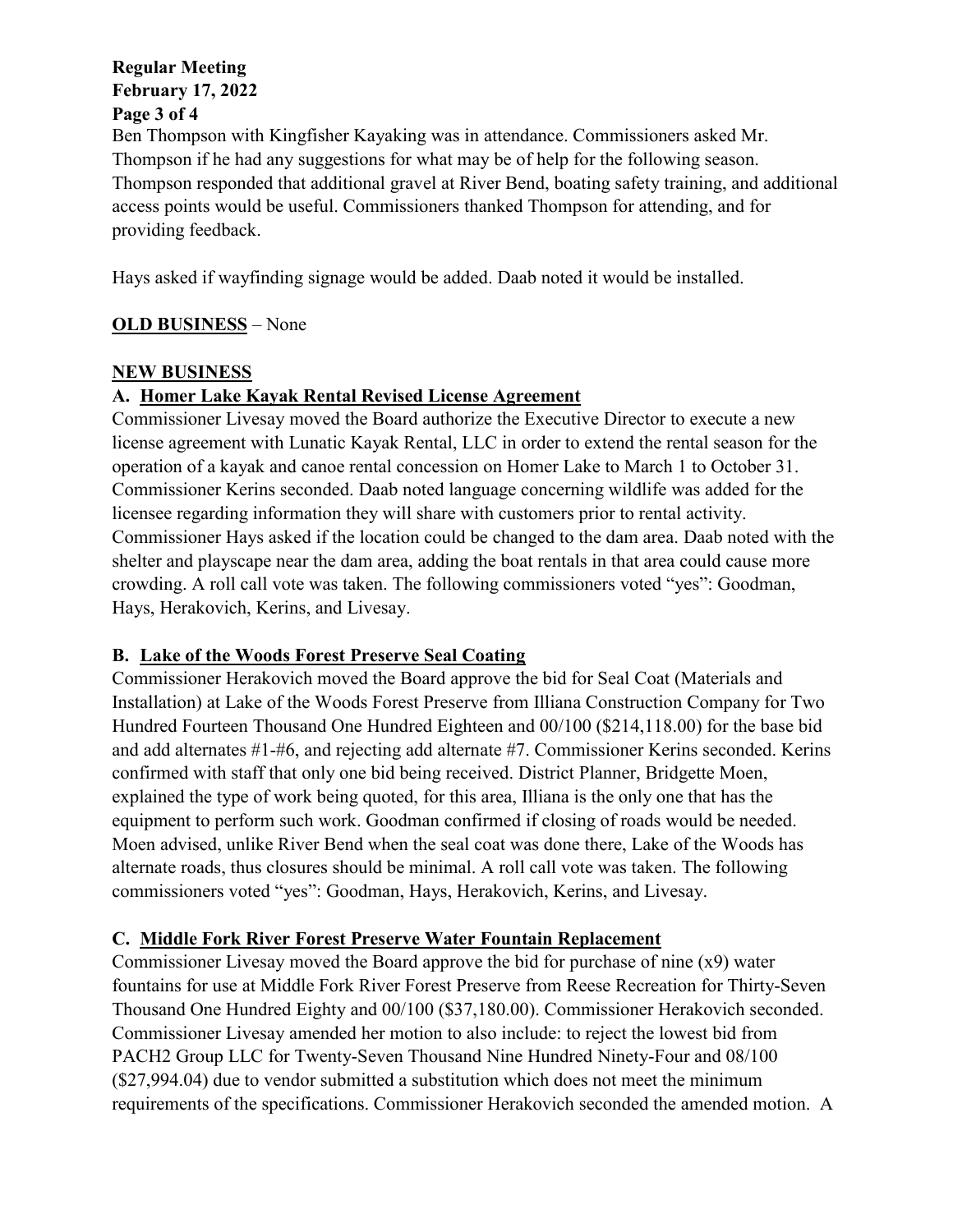Ben Thompson with Kingfisher Kayaking was in attendance. Commissioners asked Mr. Thompson if he had any suggestions for what may be of help for the following season. Thompson responded that additional gravel at River Bend, boating safety training, and additional access points would be useful. Commissioners thanked Thompson for attending, and for providing feedback.

Hays asked if wayfinding signage would be added. Daab noted it would be installed.

**OLD BUSINESS** – None

**NEW BUSINESS**

**A. Homer Lake Kayak Rental Revised License Agreement**

Commissioner Livesay moved the Board authorize the Executive Director to execute a new license agreement with Lunatic Kayak Rental, LLC in order to extend the rental season for the operation of a kayak and canoe rental concession on Homer Lake to March 1 to October 31. Commissioner Kerins seconded. Daab noted language concerning wildlife was added for the licensee regarding information they will share with customers prior to rental activity. Commissioner Hays asked if the location could be changed to the dam area. Daab noted with the shelter and playscape near the dam area, adding the boat rentals in that area could cause more crowding. A roll call vote was taken. The following commissioners voted "yes": Goodman, Hays, Herakovich, Kerins, and Livesay.

**B. Lake of the Woods Forest Preserve Seal Coating**

Commissioner Herakovich moved the Board approve the bid for Seal Coat (Materials and Installation) at Lake of the Woods Forest Preserve from Illiana Construction Company for Two Hundred Fourteen Thousand One Hundred Eighteen and 00/100 ($214,118.00) for the base bid and add alternates #1-#6, and rejecting add alternate #7. Commissioner Kerins seconded. Kerins confirmed with staff that only one bid being received. District Planner, Bridgette Moen, explained the type of work being quoted, for this area, Illiana is the only one that has the equipment to perform such work. Goodman confirmed if closing of roads would be needed. Moen advised, unlike River Bend when the seal coat was done there, Lake of the Woods has alternate roads, thus closures should be minimal. A roll call vote was taken. The following commissioners voted "yes": Goodman, Hays, Herakovich, Kerins, and Livesay.

**C. Middle Fork River Forest Preserve Water Fountain Replacement**

Commissioner Livesay moved the Board approve the bid for purchase of nine (x9) water fountains for use at Middle Fork River Forest Preserve from Reese Recreation for Thirty-Seven Thousand One Hundred Eighty and 00/100 ($37,180.00). Commissioner Herakovich seconded. Commissioner Livesay amended her motion to also include: to reject the lowest bid from PACH2 Group LLC for Twenty-Seven Thousand Nine Hundred Ninety-Four and 08/100 ($27,994.04) due to vendor submitted a substitution which does not meet the minimum requirements of the specifications. Commissioner Herakovich seconded the amended motion. A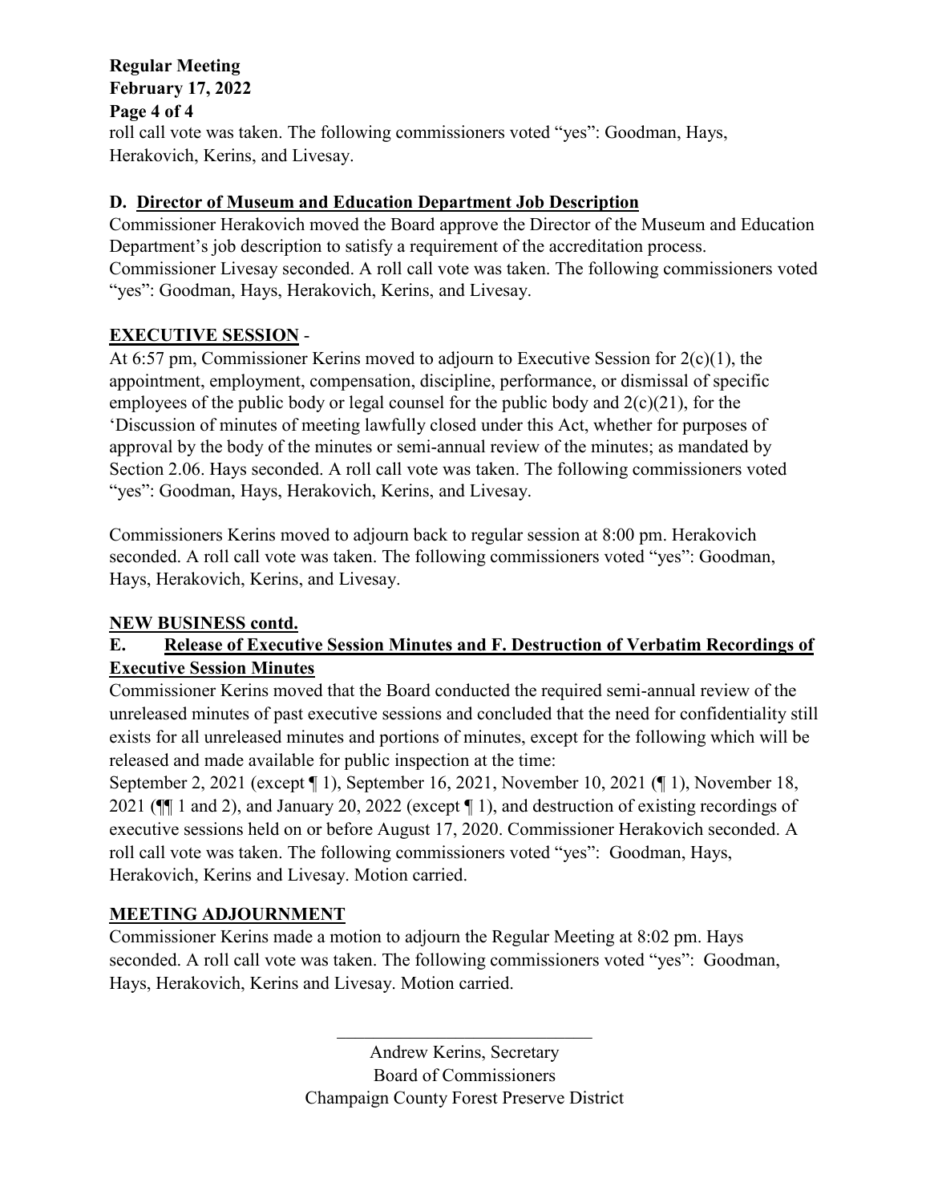roll call vote was taken. The following commissioners voted "yes": Goodman, Hays, Herakovich, Kerins, and Livesay.

**D. Director of Museum and Education Department Job Description**

Commissioner Herakovich moved the Board approve the Director of the Museum and Education Department's job description to satisfy a requirement of the accreditation process. Commissioner Livesay seconded. A roll call vote was taken. The following commissioners voted "yes": Goodman, Hays, Herakovich, Kerins, and Livesay.

**EXECUTIVE SESSION** -

At 6:57 pm, Commissioner Kerins moved to adjourn to Executive Session for 2(c)(1), the appointment, employment, compensation, discipline, performance, or dismissal of specific employees of the public body or legal counsel for the public body and 2(c)(21), for the 'Discussion of minutes of meeting lawfully closed under this Act, whether for purposes of approval by the body of the minutes or semi-annual review of the minutes; as mandated by Section 2.06. Hays seconded. A roll call vote was taken. The following commissioners voted "yes": Goodman, Hays, Herakovich, Kerins, and Livesay.

Commissioners Kerins moved to adjourn back to regular session at 8:00 pm. Herakovich seconded. A roll call vote was taken. The following commissioners voted "yes": Goodman, Hays, Herakovich, Kerins, and Livesay.

**NEW BUSINESS contd.**

**E. Release of Executive Session Minutes and F. Destruction of Verbatim Recordings of Executive Session Minutes**

Commissioner Kerins moved that the Board conducted the required semi-annual review of the unreleased minutes of past executive sessions and concluded that the need for confidentiality still exists for all unreleased minutes and portions of minutes, except for the following which will be released and made available for public inspection at the time:
September 2, 2021 (except ¶ 1), September 16, 2021, November 10, 2021 (¶ 1), November 18, 2021 (¶¶ 1 and 2), and January 20, 2022 (except ¶ 1), and destruction of existing recordings of executive sessions held on or before August 17, 2020. Commissioner Herakovich seconded. A roll call vote was taken. The following commissioners voted "yes": Goodman, Hays, Herakovich, Kerins and Livesay. Motion carried.

**MEETING ADJOURNMENT**

Commissioner Kerins made a motion to adjourn the Regular Meeting at 8:02 pm. Hays seconded. A roll call vote was taken. The following commissioners voted "yes": Goodman, Hays, Herakovich, Kerins and Livesay. Motion carried.

\_\_\_\_\_\_\_\_\_\_\_\_\_\_\_\_\_\_\_\_\_\_\_\_\_\_\_\_\_\_

Andrew Kerins, Secretary
Board of Commissioners
Champaign County Forest Preserve District